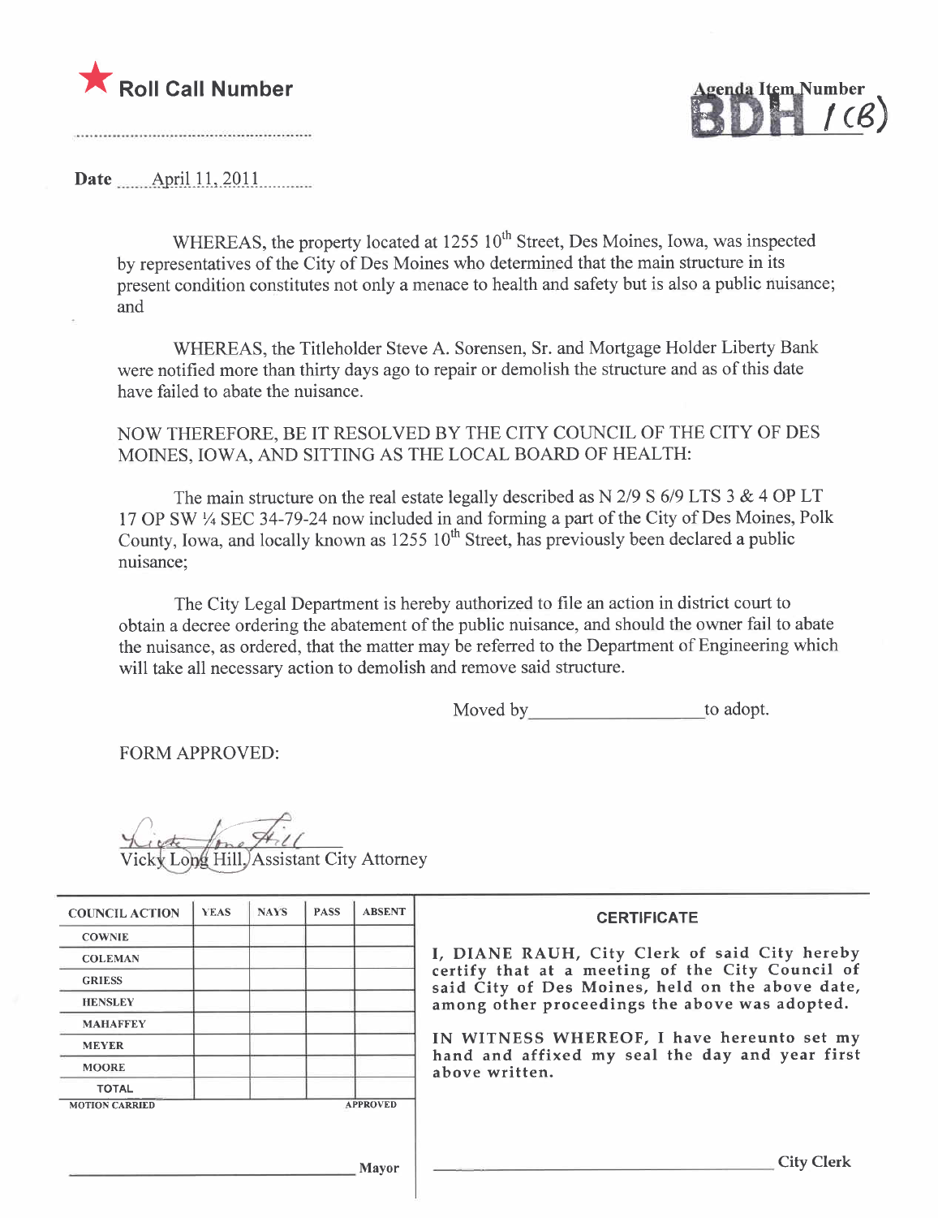★ **Roll Call Number**

Agenda Item Number **BDH 1(B)**

**Date** April 11, 2011

WHEREAS, the property located at 1255 10th Street, Des Moines, Iowa, was inspected by representatives of the City of Des Moines who determined that the main structure in its present condition constitutes not only a menace to health and safety but is also a public nuisance; and

WHEREAS, the Titleholder Steve A. Sorensen, Sr. and Mortgage Holder Liberty Bank were notified more than thirty days ago to repair or demolish the structure and as of this date have failed to abate the nuisance.

NOW THEREFORE, BE IT RESOLVED BY THE CITY COUNCIL OF THE CITY OF DES MOINES, IOWA, AND SITTING AS THE LOCAL BOARD OF HEALTH:

The main structure on the real estate legally described as N 2/9 S 6/9 LTS 3 & 4 OP LT 17 OP SW ¼ SEC 34-79-24 now included in and forming a part of the City of Des Moines, Polk County, Iowa, and locally known as 1255 10th Street, has previously been declared a public nuisance;

The City Legal Department is hereby authorized to file an action in district court to obtain a decree ordering the abatement of the public nuisance, and should the owner fail to abate the nuisance, as ordered, that the matter may be referred to the Department of Engineering which will take all necessary action to demolish and remove said structure.

Moved by \_\_\_\_\_\_\_\_\_\_\_\_\_\_\_\_\_\_ to adopt.

FORM APPROVED:

Vicky Long Hill, Assistant City Attorney

| COUNCIL ACTION | YEAS | NAYS | PASS | ABSENT |
|---|---|---|---|---|
| COWNIE | | | | |
| COLEMAN | | | | |
| GRIESS | | | | |
| HENSLEY | | | | |
| MAHAFFEY | | | | |
| MEYER | | | | |
| MOORE | | | | |
| TOTAL | | | | |
| MOTION CARRIED | | | | APPROVED |

\_\_\_\_\_\_\_\_\_\_\_\_\_\_\_\_\_\_\_\_\_\_\_\_ Mayor

**CERTIFICATE**

I, DIANE RAUH, City Clerk of said City hereby certify that at a meeting of the City Council of said City of Des Moines, held on the above date, among other proceedings the above was adopted.

IN WITNESS WHEREOF, I have hereunto set my hand and affixed my seal the day and year first above written.

\_\_\_\_\_\_\_\_\_\_\_\_\_\_\_\_\_\_\_\_\_\_\_\_ City Clerk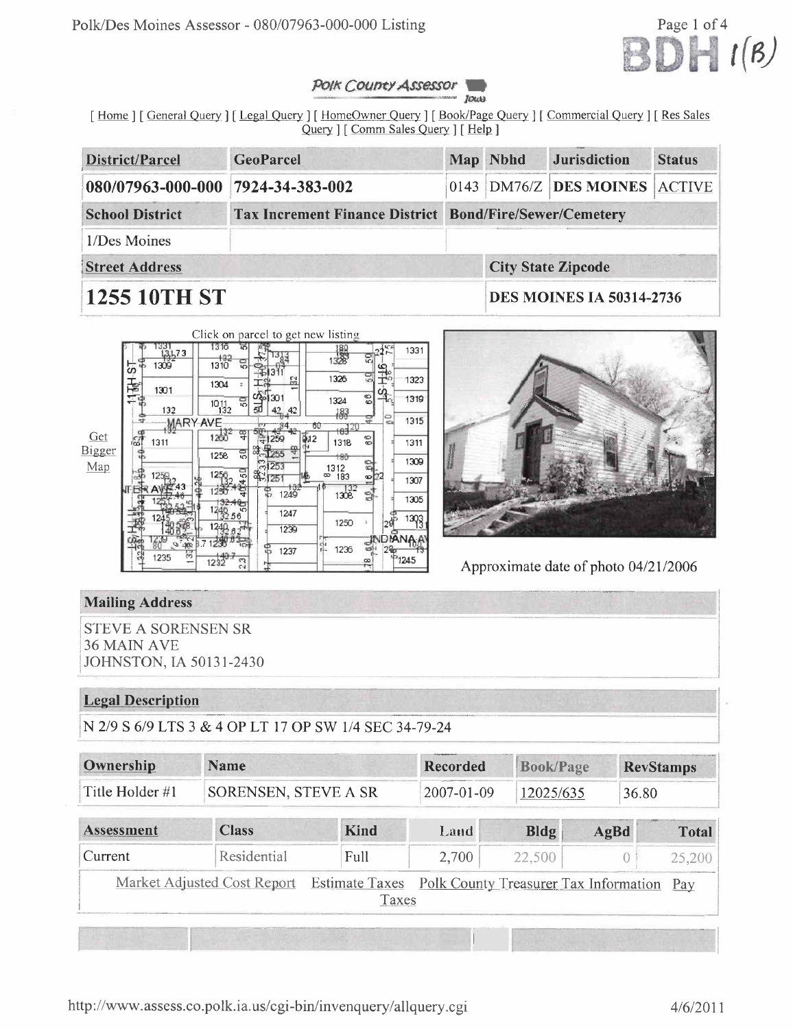BDH 1(B)

# Polk County Assessor

[ Home ] [ General Query ] [ Legal Query ] [ HomeOwner Query ] [ Book/Page Query ] [ Commercial Query ] [ Res Sales Query ] [ Comm Sales Query ] [ Help ]

| District/Parcel | GeoParcel | Map | Nbhd | Jurisdiction | Status |
|---|---|---|---|---|---|
| 080/07963-000-000 | 7924-34-383-002 | 0143 | DM76/Z | DES MOINES | ACTIVE |
| **School District** | **Tax Increment Finance District** | **Bond/Fire/Sewer/Cemetery** | | | |
| 1/Des Moines | | | | | |

| Street Address | City State Zipcode |
|---|---|
| **1255 10TH ST** | **DES MOINES IA 50314-2736** |

Click on parcel to get new listing

Get Bigger Map

Approximate date of photo 04/21/2006

## Mailing Address

STEVE A SORENSEN SR
36 MAIN AVE
JOHNSTON, IA 50131-2430

## Legal Description

N 2/9 S 6/9 LTS 3 & 4 OP LT 17 OP SW 1/4 SEC 34-79-24

| Ownership | Name | Recorded | Book/Page | RevStamps |
|---|---|---|---|---|
| Title Holder #1 | SORENSEN, STEVE A SR | 2007-01-09 | 12025/635 | 36.80 |

| Assessment | Class | Kind | Land | Bldg | AgBd | Total |
|---|---|---|---|---|---|---|
| Current | Residential | Full | 2,700 | 22,500 | 0 | 25,200 |

Market Adjusted Cost Report | Estimate Taxes | Polk County Treasurer Tax Information | Pay Taxes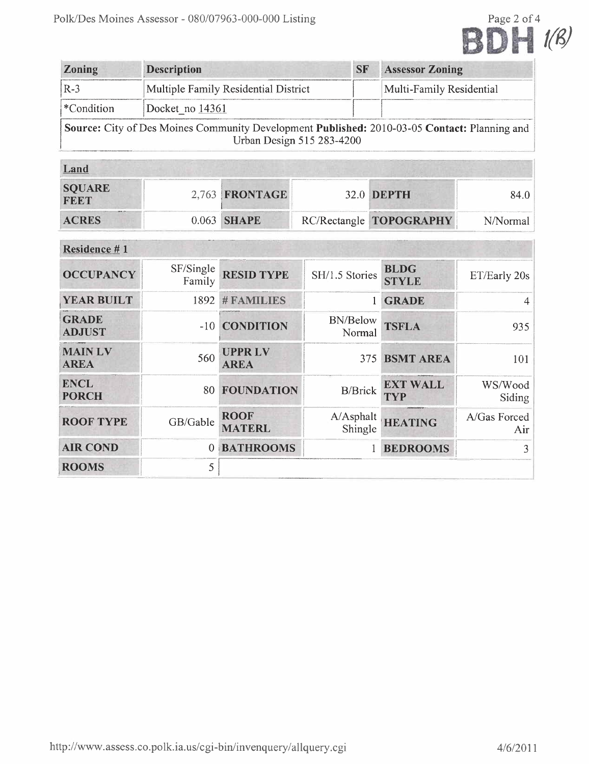BDH 1(B)

| Zoning | Description | SF | Assessor Zoning |
| --- | --- | --- | --- |
| R-3 | Multiple Family Residential District | | Multi-Family Residential |
| *Condition | Docket_no 14361 | | |
| **Source:** City of Des Moines Community Development **Published:** 2010-03-05 **Contact:** Planning and Urban Design 515 283-4200 | | | |

| Land | | | | | |
| --- | --- | --- | --- | --- | --- |
| **SQUARE FEET** | 2,763 | **FRONTAGE** | 32.0 | **DEPTH** | 84.0 |
| **ACRES** | 0.063 | **SHAPE** | RC/Rectangle | **TOPOGRAPHY** | N/Normal |

| Residence # 1 | | | | | |
| --- | --- | --- | --- | --- | --- |
| **OCCUPANCY** | SF/Single Family | **RESID TYPE** | SH/1.5 Stories | **BLDG STYLE** | ET/Early 20s |
| **YEAR BUILT** | 1892 | **# FAMILIES** | 1 | **GRADE** | 4 |
| **GRADE ADJUST** | -10 | **CONDITION** | BN/Below Normal | **TSFLA** | 935 |
| **MAIN LV AREA** | 560 | **UPPR LV AREA** | 375 | **BSMT AREA** | 101 |
| **ENCL PORCH** | 80 | **FOUNDATION** | B/Brick | **EXT WALL TYP** | WS/Wood Siding |
| **ROOF TYPE** | GB/Gable | **ROOF MATERL** | A/Asphalt Shingle | **HEATING** | A/Gas Forced Air |
| **AIR COND** | 0 | **BATHROOMS** | 1 | **BEDROOMS** | 3 |
| **ROOMS** | 5 | | | | |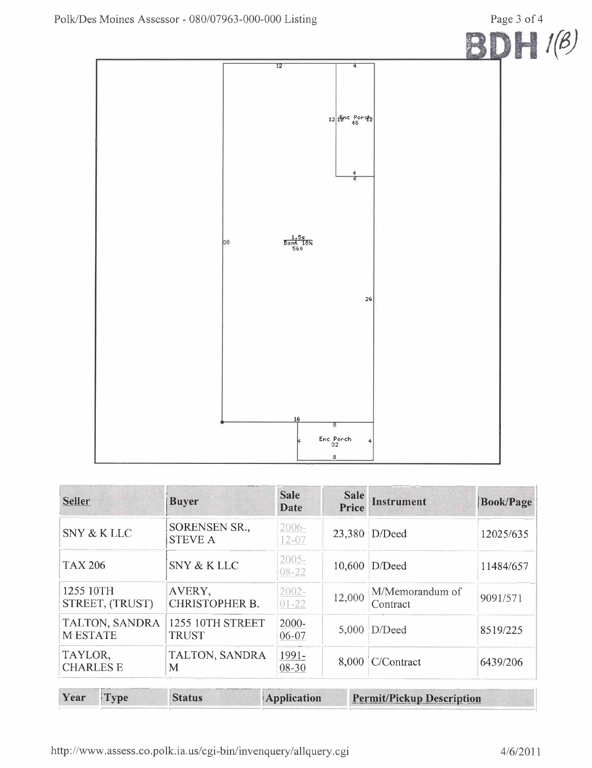BDH 1(B)

12

4

12 12 Enc Porch 48 12

4

4

38

1.5s
Bsmt 18%
560

26

16

8

4 Enc Porch 32 4

8

| Seller | Buyer | Sale Date | Sale Price | Instrument | Book/Page |
|---|---|---|---|---|---|
| SNY & K LLC | SORENSEN SR., STEVE A | 2006-12-07 | 23,380 | D/Deed | 12025/635 |
| TAX 206 | SNY & K LLC | 2005-08-22 | 10,600 | D/Deed | 11484/657 |
| 1255 10TH STREET, (TRUST) | AVERY, CHRISTOPHER B. | 2002-01-22 | 12,000 | M/Memorandum of Contract | 9091/571 |
| TALTON, SANDRA M ESTATE | 1255 10TH STREET TRUST | 2000-06-07 | 5,000 | D/Deed | 8519/225 |
| TAYLOR, CHARLES E | TALTON, SANDRA M | 1991-08-30 | 8,000 | C/Contract | 6439/206 |

| Year | Type | Status | Application | Permit/Pickup Description |
|---|---|---|---|---|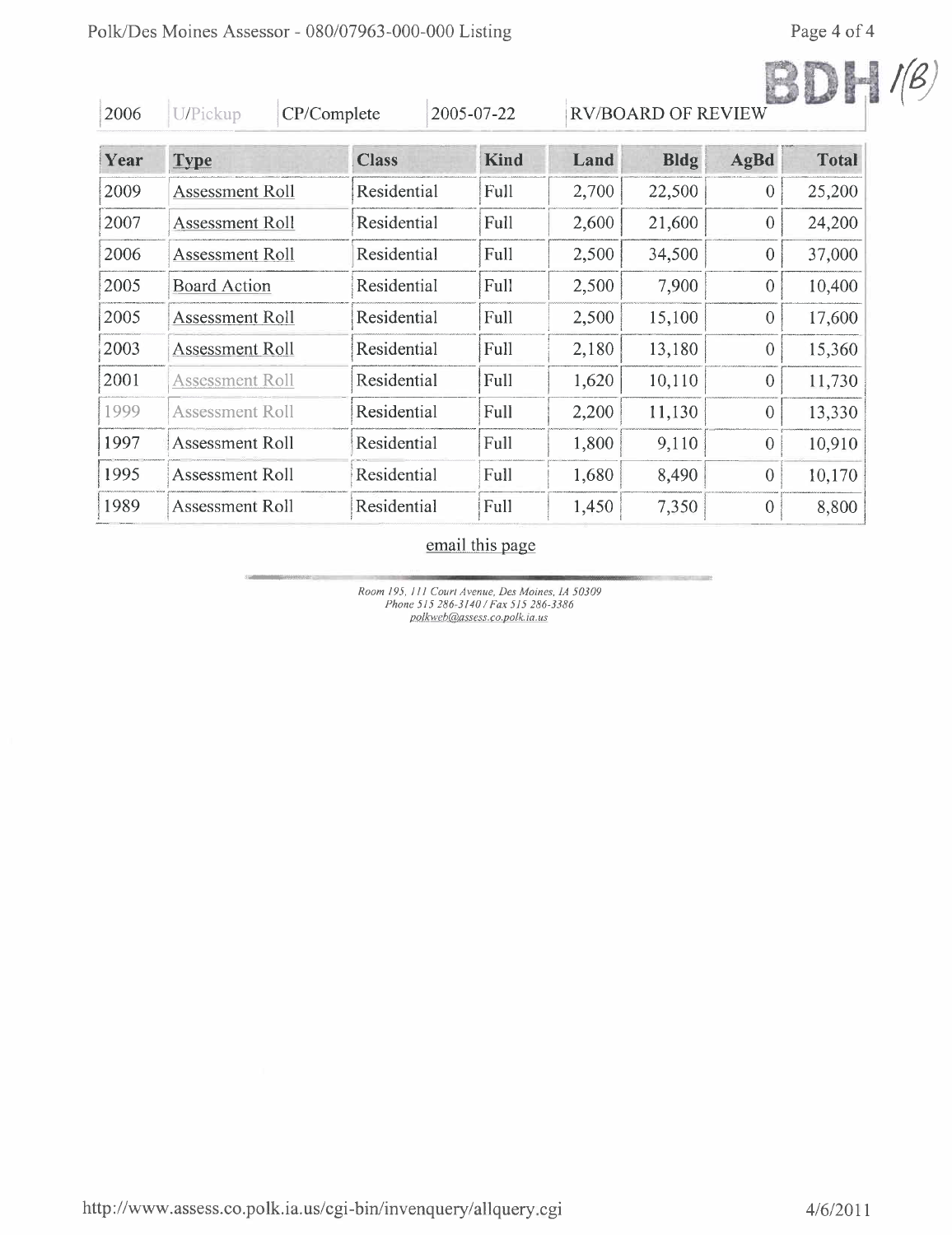BDH 1(B)

| 2006 | U/Pickup | CP/Complete | 2005-07-22 | RV/BOARD OF REVIEW |
|---|---|---|---|---|

| Year | Type | Class | Kind | Land | Bldg | AgBd | Total |
|---|---|---|---|---|---|---|---|
| 2009 | Assessment Roll | Residential | Full | 2,700 | 22,500 | 0 | 25,200 |
| 2007 | Assessment Roll | Residential | Full | 2,600 | 21,600 | 0 | 24,200 |
| 2006 | Assessment Roll | Residential | Full | 2,500 | 34,500 | 0 | 37,000 |
| 2005 | Board Action | Residential | Full | 2,500 | 7,900 | 0 | 10,400 |
| 2005 | Assessment Roll | Residential | Full | 2,500 | 15,100 | 0 | 17,600 |
| 2003 | Assessment Roll | Residential | Full | 2,180 | 13,180 | 0 | 15,360 |
| 2001 | Assessment Roll | Residential | Full | 1,620 | 10,110 | 0 | 11,730 |
| 1999 | Assessment Roll | Residential | Full | 2,200 | 11,130 | 0 | 13,330 |
| 1997 | Assessment Roll | Residential | Full | 1,800 | 9,110 | 0 | 10,910 |
| 1995 | Assessment Roll | Residential | Full | 1,680 | 8,490 | 0 | 10,170 |
| 1989 | Assessment Roll | Residential | Full | 1,450 | 7,350 | 0 | 8,800 |

email this page

*Room 195, 111 Court Avenue, Des Moines, IA 50309*
*Phone 515 286-3140 / Fax 515 286-3386*
*polkweb@assess.co.polk.ia.us*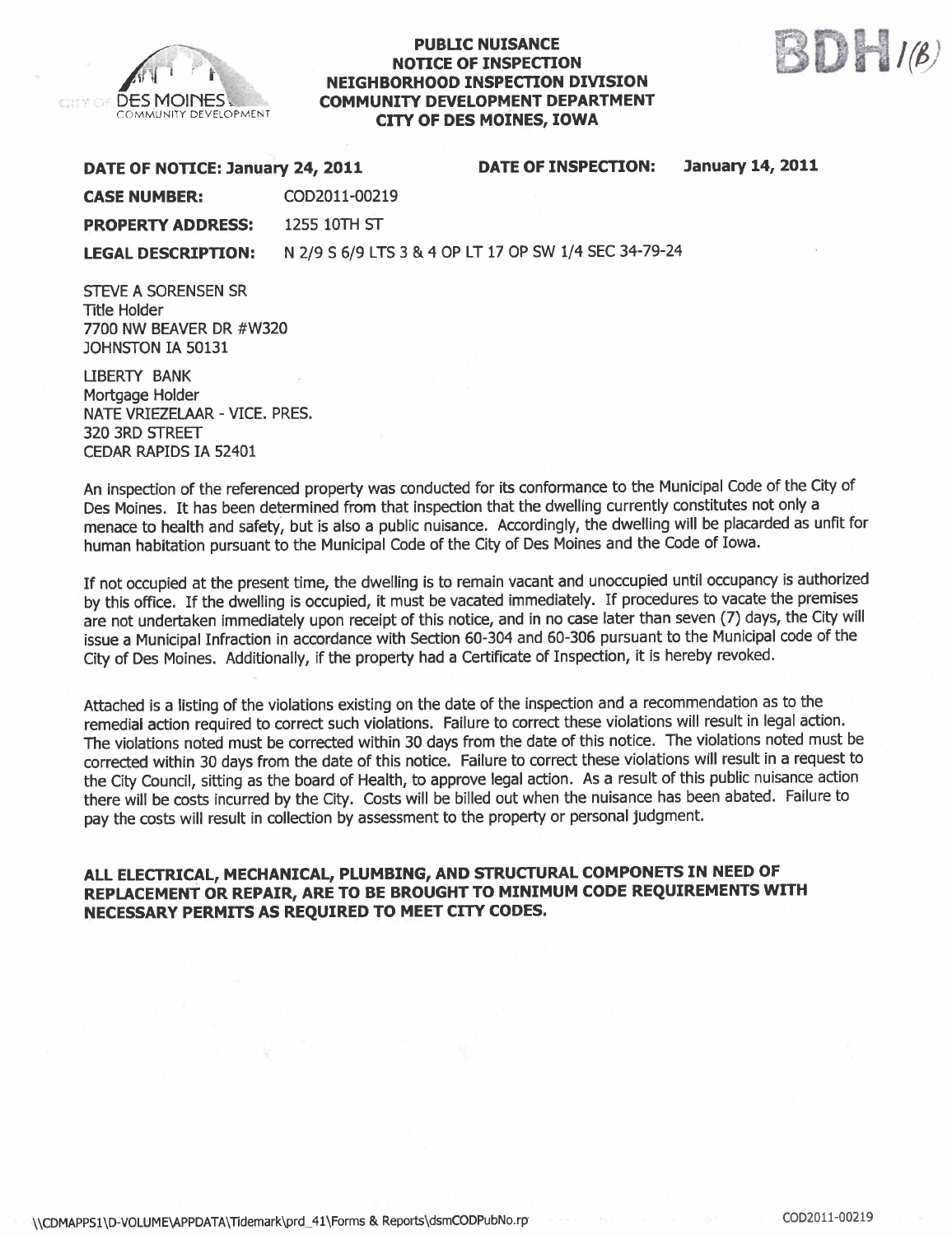**PUBLIC NUISANCE**
**NOTICE OF INSPECTION**
**NEIGHBORHOOD INSPECTION DIVISION**
**COMMUNITY DEVELOPMENT DEPARTMENT**
**CITY OF DES MOINES, IOWA**

BDH 1(B)

**DATE OF NOTICE: January 24, 2011** **DATE OF INSPECTION: January 14, 2011**

**CASE NUMBER:** COD2011-00219

**PROPERTY ADDRESS:** 1255 10TH ST

**LEGAL DESCRIPTION:** N 2/9 S 6/9 LTS 3 & 4 OP LT 17 OP SW 1/4 SEC 34-79-24

STEVE A SORENSEN SR
Title Holder
7700 NW BEAVER DR #W320
JOHNSTON IA 50131

LIBERTY BANK
Mortgage Holder
NATE VRIEZELAAR - VICE. PRES.
320 3RD STREET
CEDAR RAPIDS IA 52401

An inspection of the referenced property was conducted for its conformance to the Municipal Code of the City of Des Moines. It has been determined from that inspection that the dwelling currently constitutes not only a menace to health and safety, but is also a public nuisance. Accordingly, the dwelling will be placarded as unfit for human habitation pursuant to the Municipal Code of the City of Des Moines and the Code of Iowa.

If not occupied at the present time, the dwelling is to remain vacant and unoccupied until occupancy is authorized by this office. If the dwelling is occupied, it must be vacated immediately. If procedures to vacate the premises are not undertaken immediately upon receipt of this notice, and in no case later than seven (7) days, the City will issue a Municipal Infraction in accordance with Section 60-304 and 60-306 pursuant to the Municipal code of the City of Des Moines. Additionally, if the property had a Certificate of Inspection, it is hereby revoked.

Attached is a listing of the violations existing on the date of the inspection and a recommendation as to the remedial action required to correct such violations. Failure to correct these violations will result in legal action. The violations noted must be corrected within 30 days from the date of this notice. The violations noted must be corrected within 30 days from the date of this notice. Failure to correct these violations will result in a request to the City Council, sitting as the board of Health, to approve legal action. As a result of this public nuisance action there will be costs incurred by the City. Costs will be billed out when the nuisance has been abated. Failure to pay the costs will result in collection by assessment to the property or personal judgment.

**ALL ELECTRICAL, MECHANICAL, PLUMBING, AND STRUCTURAL COMPONETS IN NEED OF REPLACEMENT OR REPAIR, ARE TO BE BROUGHT TO MINIMUM CODE REQUIREMENTS WITH NECESSARY PERMITS AS REQUIRED TO MEET CITY CODES.**

\\CDMAPPS1\D-VOLUME\APPDATA\Tidemark\prd_41\Forms & Reports\dsmCODPubNo.rp COD2011-00219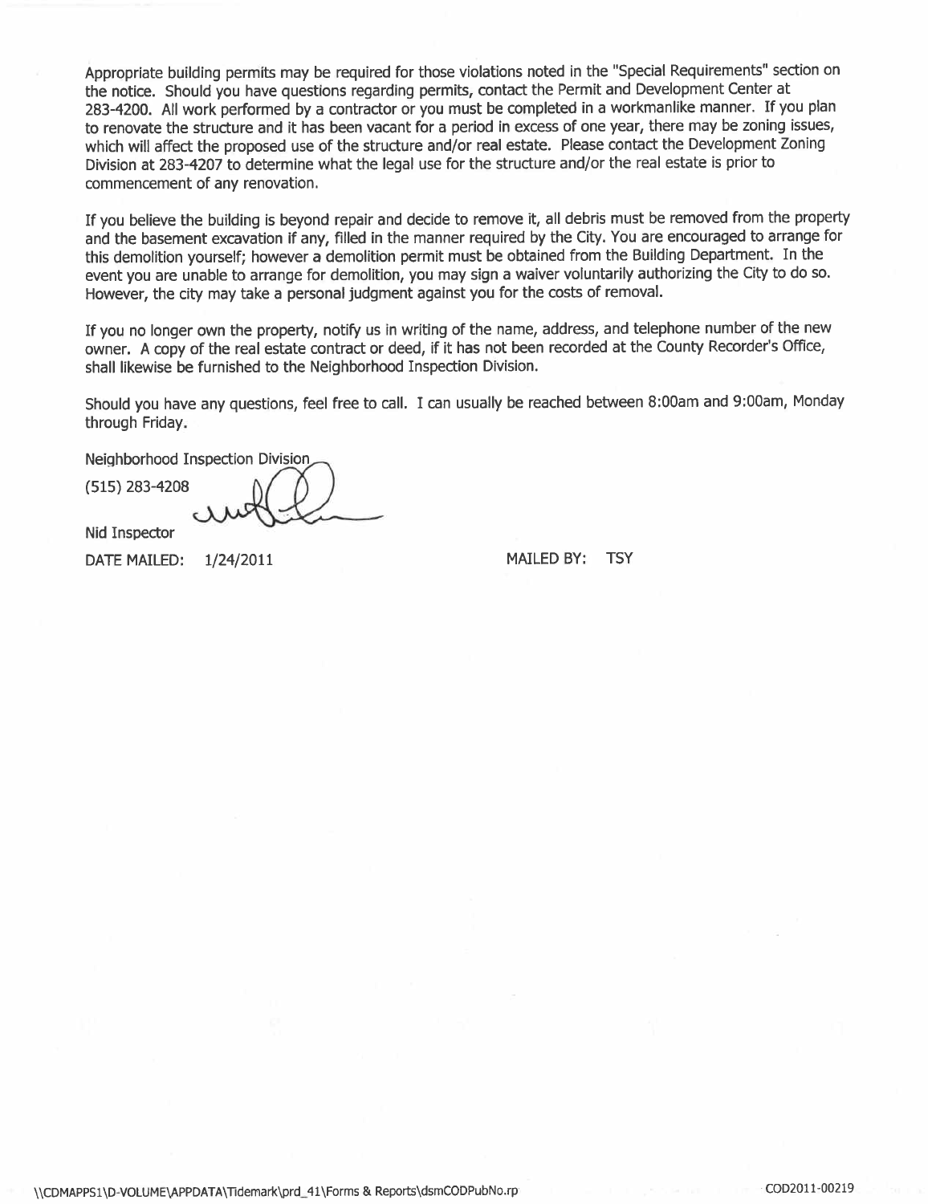Appropriate building permits may be required for those violations noted in the "Special Requirements" section on the notice. Should you have questions regarding permits, contact the Permit and Development Center at 283-4200. All work performed by a contractor or you must be completed in a workmanlike manner. If you plan to renovate the structure and it has been vacant for a period in excess of one year, there may be zoning issues, which will affect the proposed use of the structure and/or real estate. Please contact the Development Zoning Division at 283-4207 to determine what the legal use for the structure and/or the real estate is prior to commencement of any renovation.

If you believe the building is beyond repair and decide to remove it, all debris must be removed from the property and the basement excavation if any, filled in the manner required by the City. You are encouraged to arrange for this demolition yourself; however a demolition permit must be obtained from the Building Department. In the event you are unable to arrange for demolition, you may sign a waiver voluntarily authorizing the City to do so. However, the city may take a personal judgment against you for the costs of removal.

If you no longer own the property, notify us in writing of the name, address, and telephone number of the new owner. A copy of the real estate contract or deed, if it has not been recorded at the County Recorder's Office, shall likewise be furnished to the Neighborhood Inspection Division.

Should you have any questions, feel free to call. I can usually be reached between 8:00am and 9:00am, Monday through Friday.

Neighborhood Inspection Division

(515) 283-4208

Nid Inspector

DATE MAILED: 1/24/2011 MAILED BY: TSY

\\CDMAPPS1\D-VOLUME\APPDATA\Tidemark\prd_41\Forms & Reports\dsmCODPubNo.rp COD2011-00219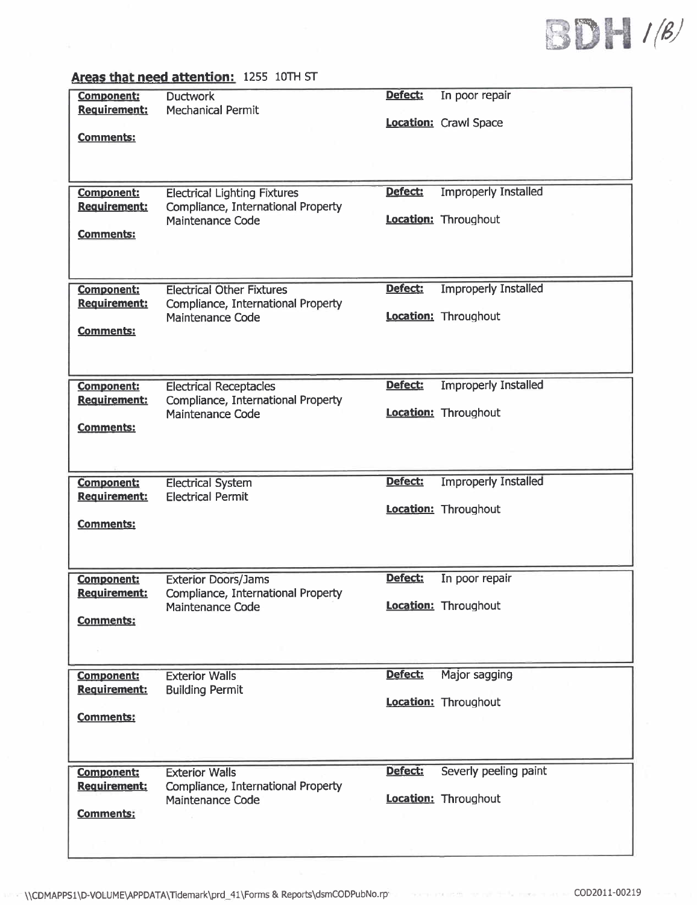BDH 1(B)

**Areas that need attention:** 1255 10TH ST

| | | | |
|---|---|---|---|
| **Component:** | Ductwork | **Defect:** | In poor repair |
| **Requirement:** | Mechanical Permit | **Location:** | Crawl Space |
| **Comments:** | | | |

| | | | |
|---|---|---|---|
| **Component:** | Electrical Lighting Fixtures | **Defect:** | Improperly Installed |
| **Requirement:** | Compliance, International Property Maintenance Code | **Location:** | Throughout |
| **Comments:** | | | |

| | | | |
|---|---|---|---|
| **Component:** | Electrical Other Fixtures | **Defect:** | Improperly Installed |
| **Requirement:** | Compliance, International Property Maintenance Code | **Location:** | Throughout |
| **Comments:** | | | |

| | | | |
|---|---|---|---|
| **Component:** | Electrical Receptacles | **Defect:** | Improperly Installed |
| **Requirement:** | Compliance, International Property Maintenance Code | **Location:** | Throughout |
| **Comments:** | | | |

| | | | |
|---|---|---|---|
| **Component:** | Electrical System | **Defect:** | Improperly Installed |
| **Requirement:** | Electrical Permit | **Location:** | Throughout |
| **Comments:** | | | |

| | | | |
|---|---|---|---|
| **Component:** | Exterior Doors/Jams | **Defect:** | In poor repair |
| **Requirement:** | Compliance, International Property Maintenance Code | **Location:** | Throughout |
| **Comments:** | | | |

| | | | |
|---|---|---|---|
| **Component:** | Exterior Walls | **Defect:** | Major sagging |
| **Requirement:** | Building Permit | **Location:** | Throughout |
| **Comments:** | | | |

| | | | |
|---|---|---|---|
| **Component:** | Exterior Walls | **Defect:** | Severly peeling paint |
| **Requirement:** | Compliance, International Property Maintenance Code | **Location:** | Throughout |
| **Comments:** | | | |

\\CDMAPPS1\D-VOLUME\APPDATA\Tidemark\prd_41\Forms & Reports\dsmCODPubNo.rp

COD2011-00219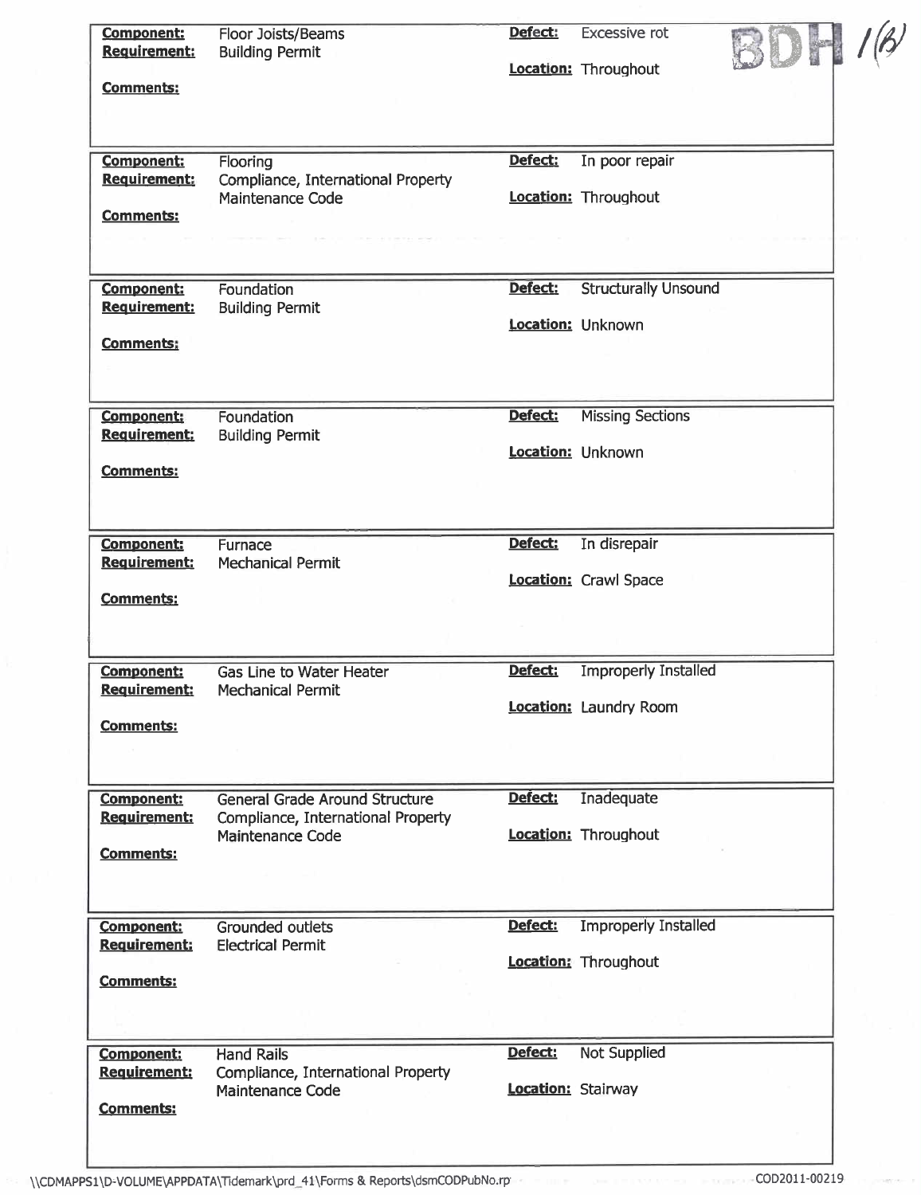BDH 1(B)

**Component:** Floor Joists/Beams
**Requirement:** Building Permit
**Defect:** Excessive rot
**Location:** Throughout
**Comments:**

---

**Component:** Flooring
**Requirement:** Compliance, International Property Maintenance Code
**Defect:** In poor repair
**Location:** Throughout
**Comments:**

---

**Component:** Foundation
**Requirement:** Building Permit
**Defect:** Structurally Unsound
**Location:** Unknown
**Comments:**

---

**Component:** Foundation
**Requirement:** Building Permit
**Defect:** Missing Sections
**Location:** Unknown
**Comments:**

---

**Component:** Furnace
**Requirement:** Mechanical Permit
**Defect:** In disrepair
**Location:** Crawl Space
**Comments:**

---

**Component:** Gas Line to Water Heater
**Requirement:** Mechanical Permit
**Defect:** Improperly Installed
**Location:** Laundry Room
**Comments:**

---

**Component:** General Grade Around Structure
**Requirement:** Compliance, International Property Maintenance Code
**Defect:** Inadequate
**Location:** Throughout
**Comments:**

---

**Component:** Grounded outlets
**Requirement:** Electrical Permit
**Defect:** Improperly Installed
**Location:** Throughout
**Comments:**

---

**Component:** Hand Rails
**Requirement:** Compliance, International Property Maintenance Code
**Defect:** Not Supplied
**Location:** Stairway
**Comments:**

\\CDMAPPS1\D-VOLUME\APPDATA\Tidemark\prd_41\Forms & Reports\dsmCODPubNo.rpt

COD2011-00219